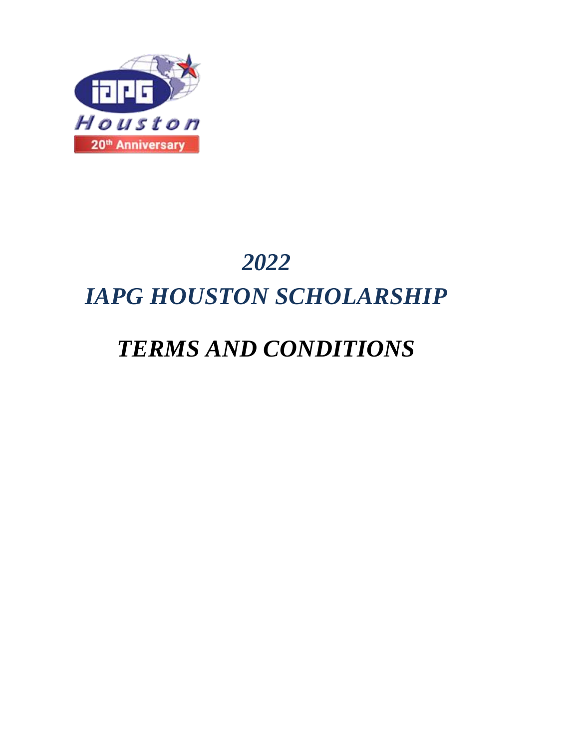# *2022*

# *IAPG HOUSTON SCHOLARSHIP*

# *TERMS AND CONDITIONS*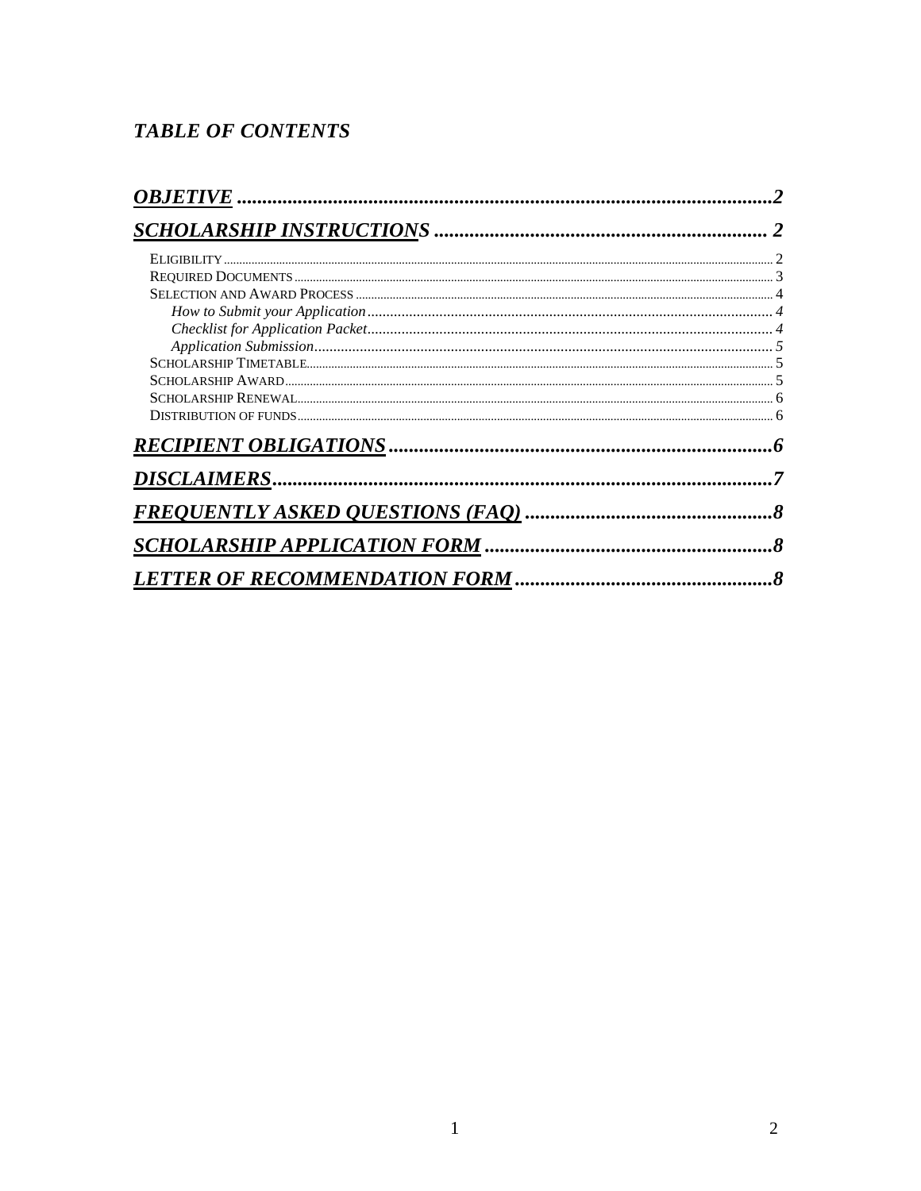## *TABLE OF CONTENTS*

***OBJECTIVE*** ........................................................................................................**2**

***SCHOLARSHIP INSTRUCTIONS*** .................................................................. **2**

- ELIGIBILITY ........................................................................................................ 2
- REQUIRED DOCUMENTS ........................................................................................ 3
- SELECTION AND AWARD PROCESS ......................................................................... 4
  - *How to Submit your Application* ........................................................................ *4*
  - *Checklist for Application Packet* ........................................................................ *4*
  - *Application Submission* ..................................................................................... *5*
- SCHOLARSHIP TIMETABLE ..................................................................................... 5
- SCHOLARSHIP AWARD .......................................................................................... 5
- SCHOLARSHIP RENEWAL ........................................................................................ 6
- DISTRIBUTION OF FUNDS ....................................................................................... 6

***RECIPIENT OBLIGATIONS*** ............................................................................**6**

***DISCLAIMERS*** ...................................................................................................**7**

***FREQUENTLY ASKED QUESTIONS (FAQ)*** ..................................................**8**

***SCHOLARSHIP APPLICATION FORM*** .........................................................**8**

***LETTER OF RECOMMENDATION FORM*** ...................................................**8**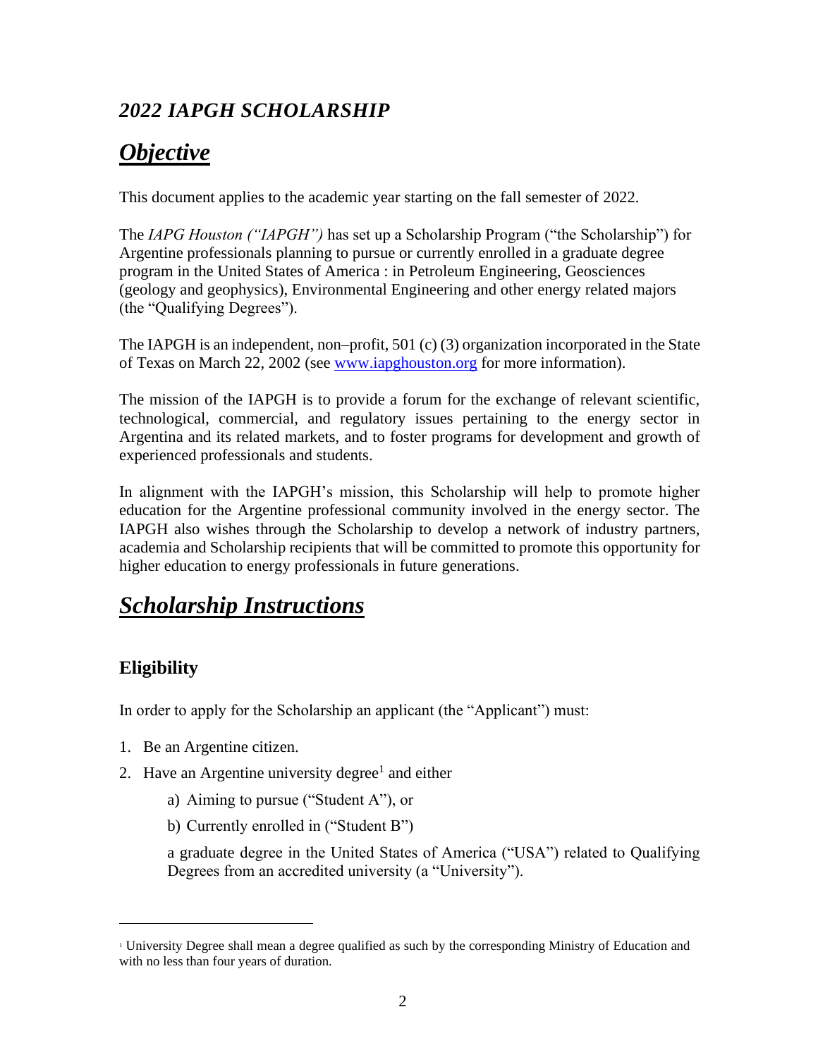## *2022 IAPGH SCHOLARSHIP*

# ***Objective***

This document applies to the academic year starting on the fall semester of 2022.

The *IAPG Houston ("IAPGH")* has set up a Scholarship Program ("the Scholarship") for Argentine professionals planning to pursue or currently enrolled in a graduate degree program in the United States of America : in Petroleum Engineering, Geosciences (geology and geophysics), Environmental Engineering and other energy related majors (the "Qualifying Degrees").

The IAPGH is an independent, non–profit, 501 (c) (3) organization incorporated in the State of Texas on March 22, 2002 (see www.iapghouston.org for more information).

The mission of the IAPGH is to provide a forum for the exchange of relevant scientific, technological, commercial, and regulatory issues pertaining to the energy sector in Argentina and its related markets, and to foster programs for development and growth of experienced professionals and students.

In alignment with the IAPGH's mission, this Scholarship will help to promote higher education for the Argentine professional community involved in the energy sector. The IAPGH also wishes through the Scholarship to develop a network of industry partners, academia and Scholarship recipients that will be committed to promote this opportunity for higher education to energy professionals in future generations.

# ***Scholarship Instructions***

### **Eligibility**

In order to apply for the Scholarship an applicant (the "Applicant") must:

1. Be an Argentine citizen.
2. Have an Argentine university degree[1] and either

    a) Aiming to pursue ("Student A"), or

    b) Currently enrolled in ("Student B")

    a graduate degree in the United States of America ("USA") related to Qualifying Degrees from an accredited university (a "University").

---

[1] University Degree shall mean a degree qualified as such by the corresponding Ministry of Education and with no less than four years of duration.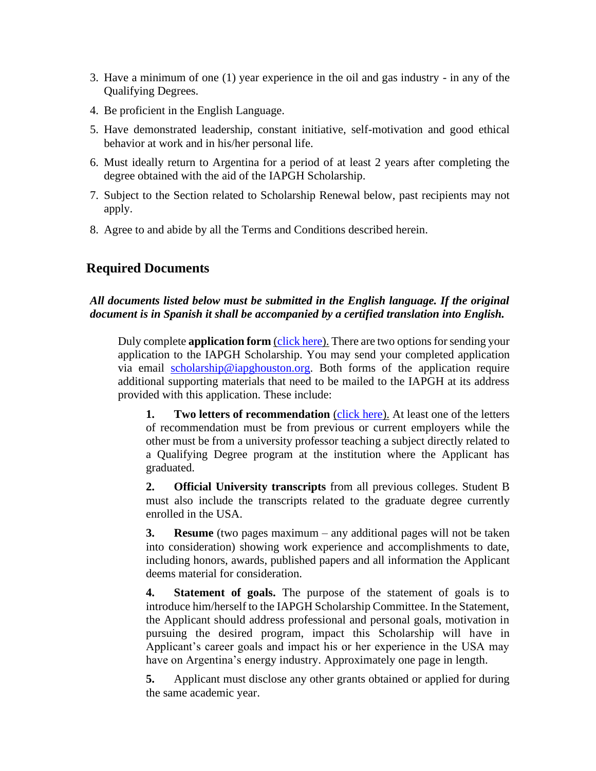3. Have a minimum of one (1) year experience in the oil and gas industry - in any of the Qualifying Degrees.
4. Be proficient in the English Language.
5. Have demonstrated leadership, constant initiative, self-motivation and good ethical behavior at work and in his/her personal life.
6. Must ideally return to Argentina for a period of at least 2 years after completing the degree obtained with the aid of the IAPGH Scholarship.
7. Subject to the Section related to Scholarship Renewal below, past recipients may not apply.
8. Agree to and abide by all the Terms and Conditions described herein.

## Required Documents

***All documents listed below must be submitted in the English language. If the original document is in Spanish it shall be accompanied by a certified translation into English.***

Duly complete **application form** (click here). There are two options for sending your application to the IAPGH Scholarship. You may send your completed application via email scholarship@iapghouston.org. Both forms of the application require additional supporting materials that need to be mailed to the IAPGH at its address provided with this application. These include:

**1.** **Two letters of recommendation** (click here). At least one of the letters of recommendation must be from previous or current employers while the other must be from a university professor teaching a subject directly related to a Qualifying Degree program at the institution where the Applicant has graduated.

**2.** **Official University transcripts** from all previous colleges. Student B must also include the transcripts related to the graduate degree currently enrolled in the USA.

**3.** **Resume** (two pages maximum – any additional pages will not be taken into consideration) showing work experience and accomplishments to date, including honors, awards, published papers and all information the Applicant deems material for consideration.

**4.** **Statement of goals.** The purpose of the statement of goals is to introduce him/herself to the IAPGH Scholarship Committee. In the Statement, the Applicant should address professional and personal goals, motivation in pursuing the desired program, impact this Scholarship will have in Applicant's career goals and impact his or her experience in the USA may have on Argentina's energy industry. Approximately one page in length.

**5.** Applicant must disclose any other grants obtained or applied for during the same academic year.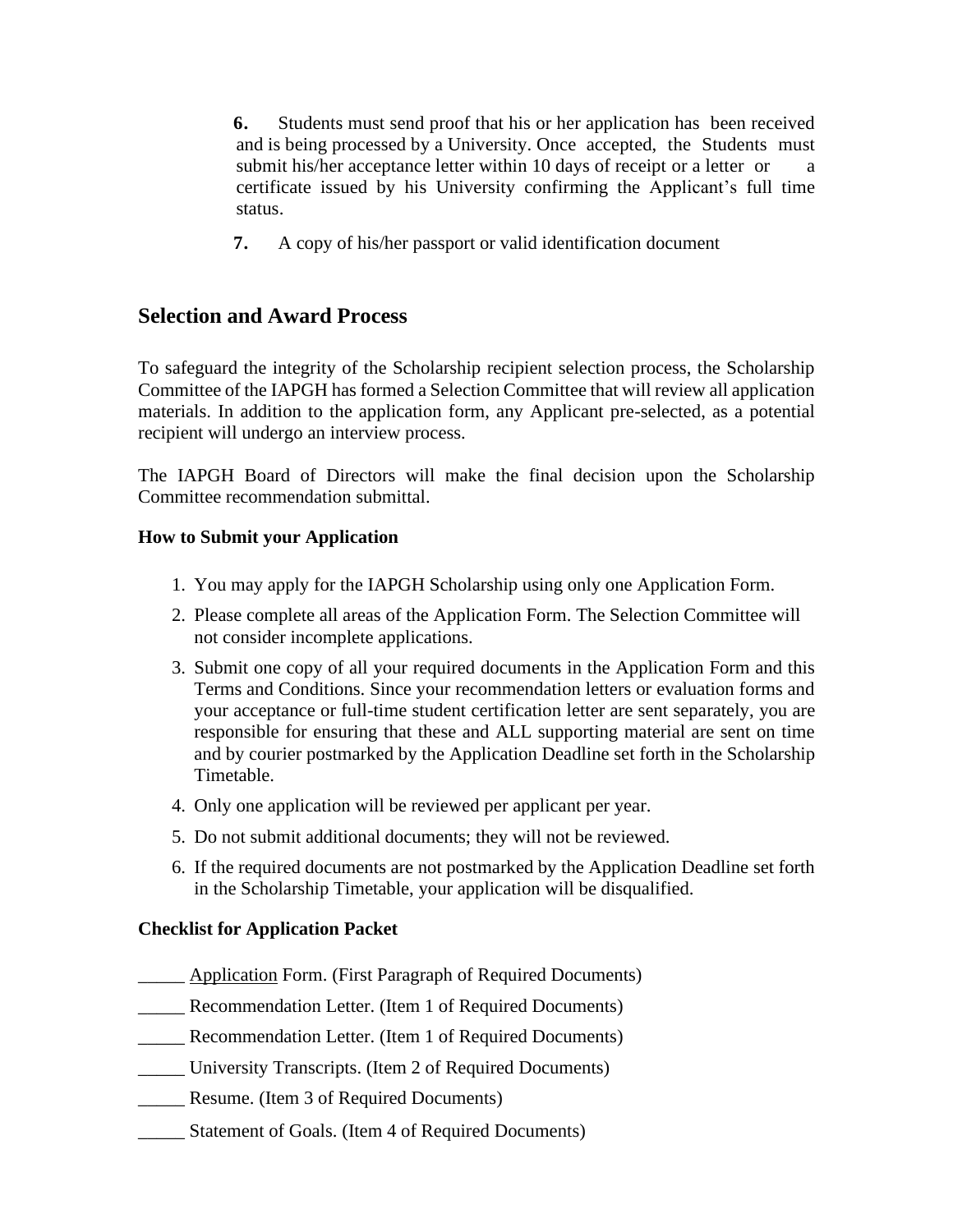6. Students must send proof that his or her application has been received and is being processed by a University. Once accepted, the Students must submit his/her acceptance letter within 10 days of receipt or a letter or a certificate issued by his University confirming the Applicant's full time status.

7. A copy of his/her passport or valid identification document

## Selection and Award Process

To safeguard the integrity of the Scholarship recipient selection process, the Scholarship Committee of the IAPGH has formed a Selection Committee that will review all application materials. In addition to the application form, any Applicant pre-selected, as a potential recipient will undergo an interview process.

The IAPGH Board of Directors will make the final decision upon the Scholarship Committee recommendation submittal.

### How to Submit your Application

1. You may apply for the IAPGH Scholarship using only one Application Form.
2. Please complete all areas of the Application Form. The Selection Committee will not consider incomplete applications.
3. Submit one copy of all your required documents in the Application Form and this Terms and Conditions. Since your recommendation letters or evaluation forms and your acceptance or full-time student certification letter are sent separately, you are responsible for ensuring that these and ALL supporting material are sent on time and by courier postmarked by the Application Deadline set forth in the Scholarship Timetable.
4. Only one application will be reviewed per applicant per year.
5. Do not submit additional documents; they will not be reviewed.
6. If the required documents are not postmarked by the Application Deadline set forth in the Scholarship Timetable, your application will be disqualified.

### Checklist for Application Packet

_____ Application Form. (First Paragraph of Required Documents)

_____ Recommendation Letter. (Item 1 of Required Documents)

_____ Recommendation Letter. (Item 1 of Required Documents)

_____ University Transcripts. (Item 2 of Required Documents)

_____ Resume. (Item 3 of Required Documents)

_____ Statement of Goals. (Item 4 of Required Documents)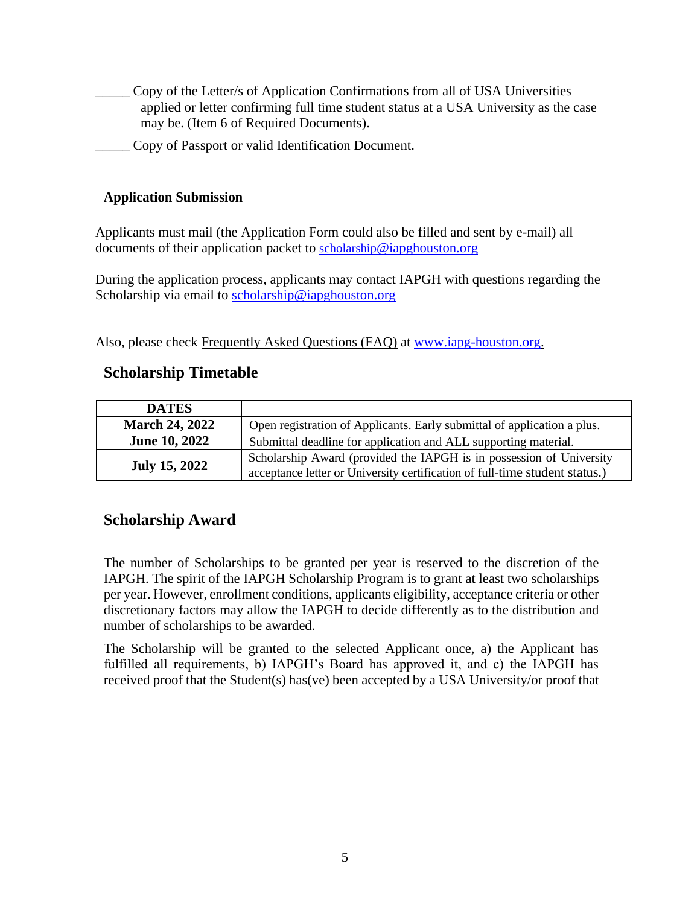_____ Copy of the Letter/s of Application Confirmations from all of USA Universities applied or letter confirming full time student status at a USA University as the case may be. (Item 6 of Required Documents).

_____ Copy of Passport or valid Identification Document.

**Application Submission**

Applicants must mail (the Application Form could also be filled and sent by e-mail) all documents of their application packet to scholarship@iapghouston.org

During the application process, applicants may contact IAPGH with questions regarding the Scholarship via email to scholarship@iapghouston.org

Also, please check Frequently Asked Questions (FAQ) at www.iapg-houston.org.

## Scholarship Timetable

| DATES | |
|---|---|
| **March 24, 2022** | Open registration of Applicants. Early submittal of application a plus. |
| **June 10, 2022** | Submittal deadline for application and ALL supporting material. |
| **July 15, 2022** | Scholarship Award (provided the IAPGH is in possession of University acceptance letter or University certification of full-time student status.) |

## Scholarship Award

The number of Scholarships to be granted per year is reserved to the discretion of the IAPGH. The spirit of the IAPGH Scholarship Program is to grant at least two scholarships per year. However, enrollment conditions, applicants eligibility, acceptance criteria or other discretionary factors may allow the IAPGH to decide differently as to the distribution and number of scholarships to be awarded.

The Scholarship will be granted to the selected Applicant once, a) the Applicant has fulfilled all requirements, b) IAPGH's Board has approved it, and c) the IAPGH has received proof that the Student(s) has(ve) been accepted by a USA University/or proof that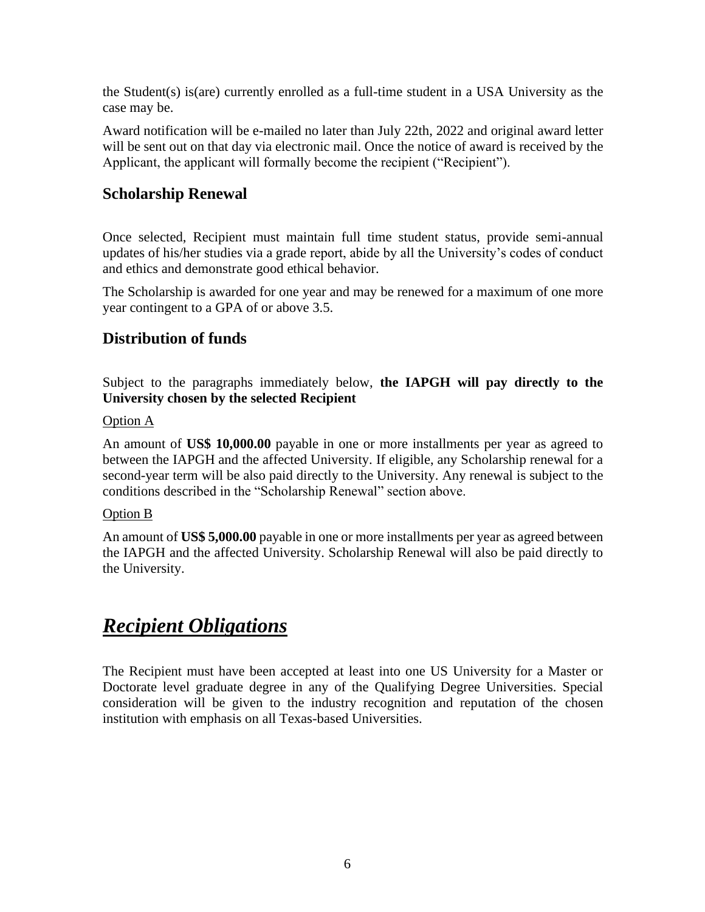the Student(s) is(are) currently enrolled as a full-time student in a USA University as the case may be.

Award notification will be e-mailed no later than July 22th, 2022 and original award letter will be sent out on that day via electronic mail. Once the notice of award is received by the Applicant, the applicant will formally become the recipient ("Recipient").

## Scholarship Renewal

Once selected, Recipient must maintain full time student status, provide semi-annual updates of his/her studies via a grade report, abide by all the University's codes of conduct and ethics and demonstrate good ethical behavior.

The Scholarship is awarded for one year and may be renewed for a maximum of one more year contingent to a GPA of or above 3.5.

## Distribution of funds

Subject to the paragraphs immediately below, **the IAPGH will pay directly to the University chosen by the selected Recipient**

<u>Option A</u>

An amount of **US$ 10,000.00** payable in one or more installments per year as agreed to between the IAPGH and the affected University. If eligible, any Scholarship renewal for a second-year term will be also paid directly to the University. Any renewal is subject to the conditions described in the "Scholarship Renewal" section above.

<u>Option B</u>

An amount of **US$ 5,000.00** payable in one or more installments per year as agreed between the IAPGH and the affected University. Scholarship Renewal will also be paid directly to the University.

# ***<u>Recipient Obligations</u>***

The Recipient must have been accepted at least into one US University for a Master or Doctorate level graduate degree in any of the Qualifying Degree Universities. Special consideration will be given to the industry recognition and reputation of the chosen institution with emphasis on all Texas-based Universities.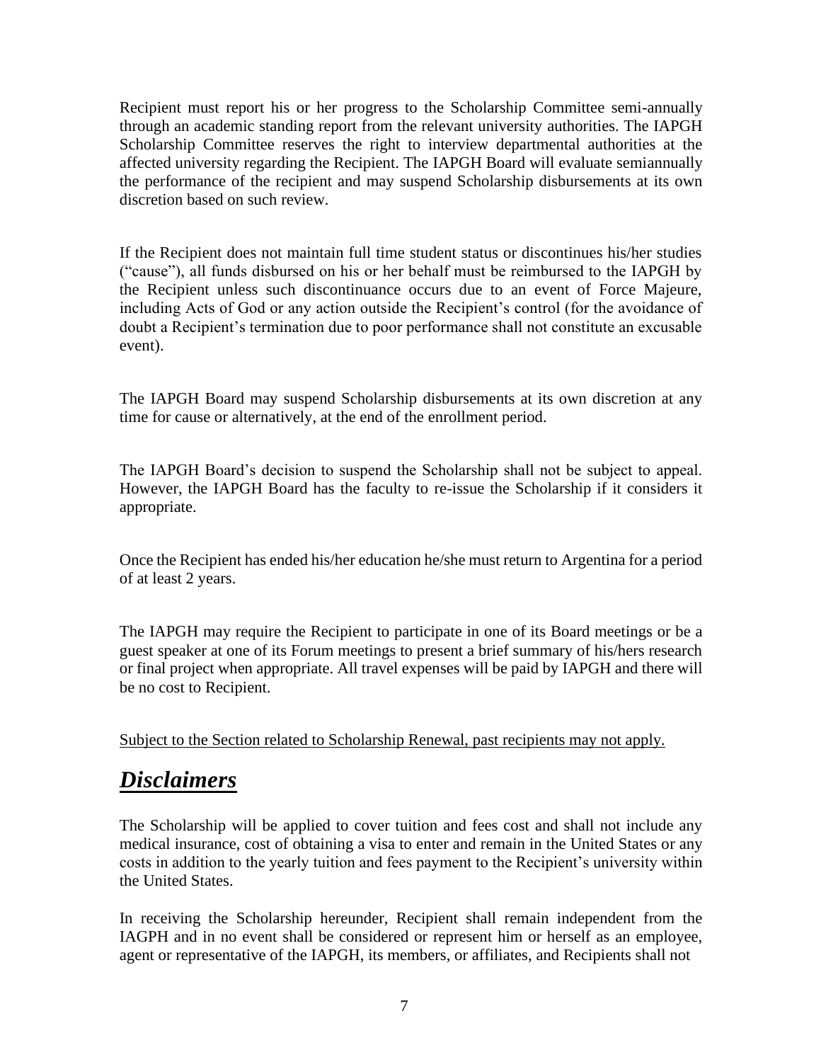Recipient must report his or her progress to the Scholarship Committee semi-annually through an academic standing report from the relevant university authorities. The IAPGH Scholarship Committee reserves the right to interview departmental authorities at the affected university regarding the Recipient. The IAPGH Board will evaluate semiannually the performance of the recipient and may suspend Scholarship disbursements at its own discretion based on such review.

If the Recipient does not maintain full time student status or discontinues his/her studies ("cause"), all funds disbursed on his or her behalf must be reimbursed to the IAPGH by the Recipient unless such discontinuance occurs due to an event of Force Majeure, including Acts of God or any action outside the Recipient's control (for the avoidance of doubt a Recipient's termination due to poor performance shall not constitute an excusable event).

The IAPGH Board may suspend Scholarship disbursements at its own discretion at any time for cause or alternatively, at the end of the enrollment period.

The IAPGH Board's decision to suspend the Scholarship shall not be subject to appeal. However, the IAPGH Board has the faculty to re-issue the Scholarship if it considers it appropriate.

Once the Recipient has ended his/her education he/she must return to Argentina for a period of at least 2 years.

The IAPGH may require the Recipient to participate in one of its Board meetings or be a guest speaker at one of its Forum meetings to present a brief summary of his/hers research or final project when appropriate. All travel expenses will be paid by IAPGH and there will be no cost to Recipient.

<u>Subject to the Section related to Scholarship Renewal, past recipients may not apply.</u>

## ***<u>Disclaimers</u>***

The Scholarship will be applied to cover tuition and fees cost and shall not include any medical insurance, cost of obtaining a visa to enter and remain in the United States or any costs in addition to the yearly tuition and fees payment to the Recipient's university within the United States.

In receiving the Scholarship hereunder, Recipient shall remain independent from the IAGPH and in no event shall be considered or represent him or herself as an employee, agent or representative of the IAPGH, its members, or affiliates, and Recipients shall not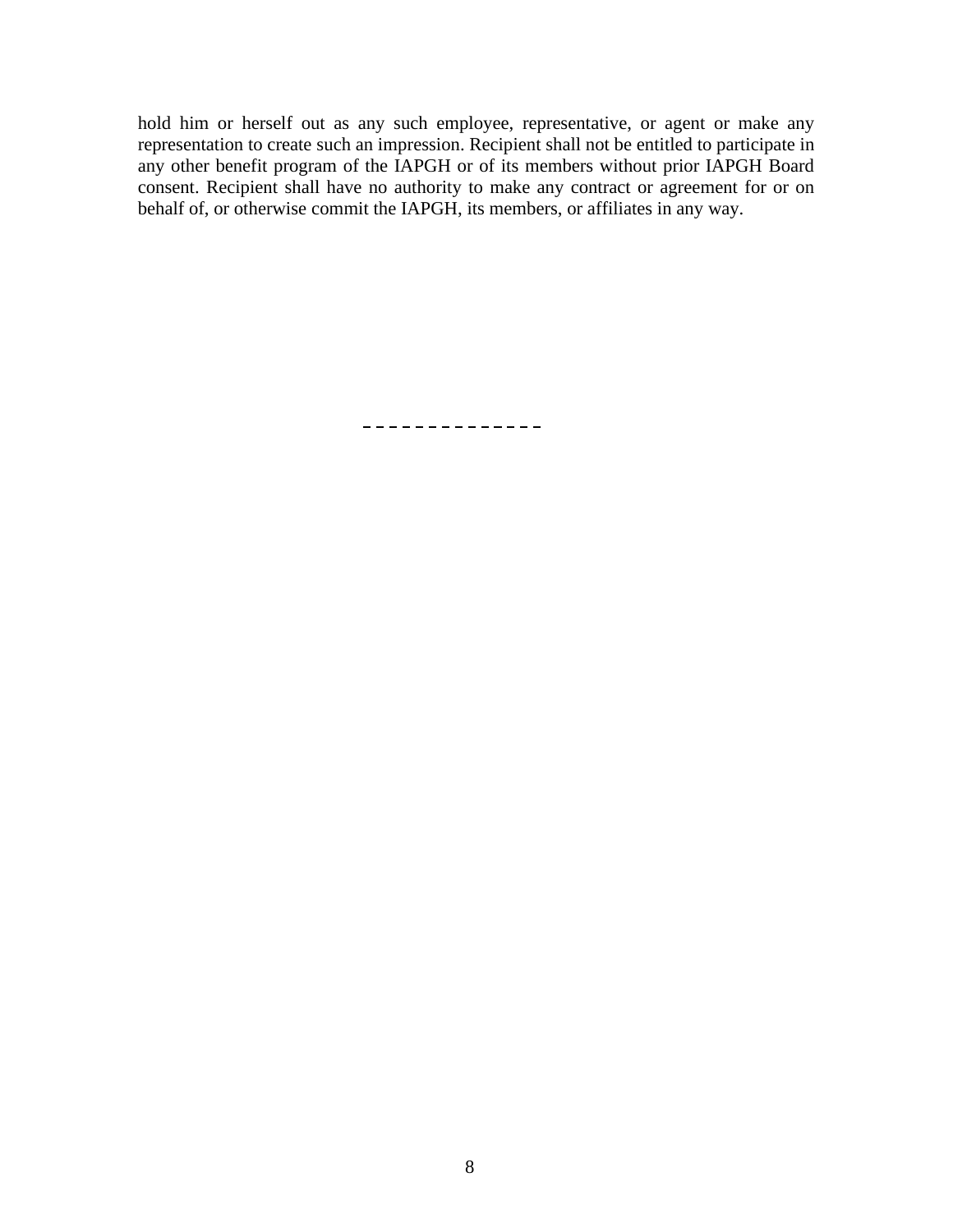hold him or herself out as any such employee, representative, or agent or make any representation to create such an impression. Recipient shall not be entitled to participate in any other benefit program of the IAPGH or of its members without prior IAPGH Board consent. Recipient shall have no authority to make any contract or agreement for or on behalf of, or otherwise commit the IAPGH, its members, or affiliates in any way.

_ _ _ _ _ _ _ _ _ _ _ _ _ _